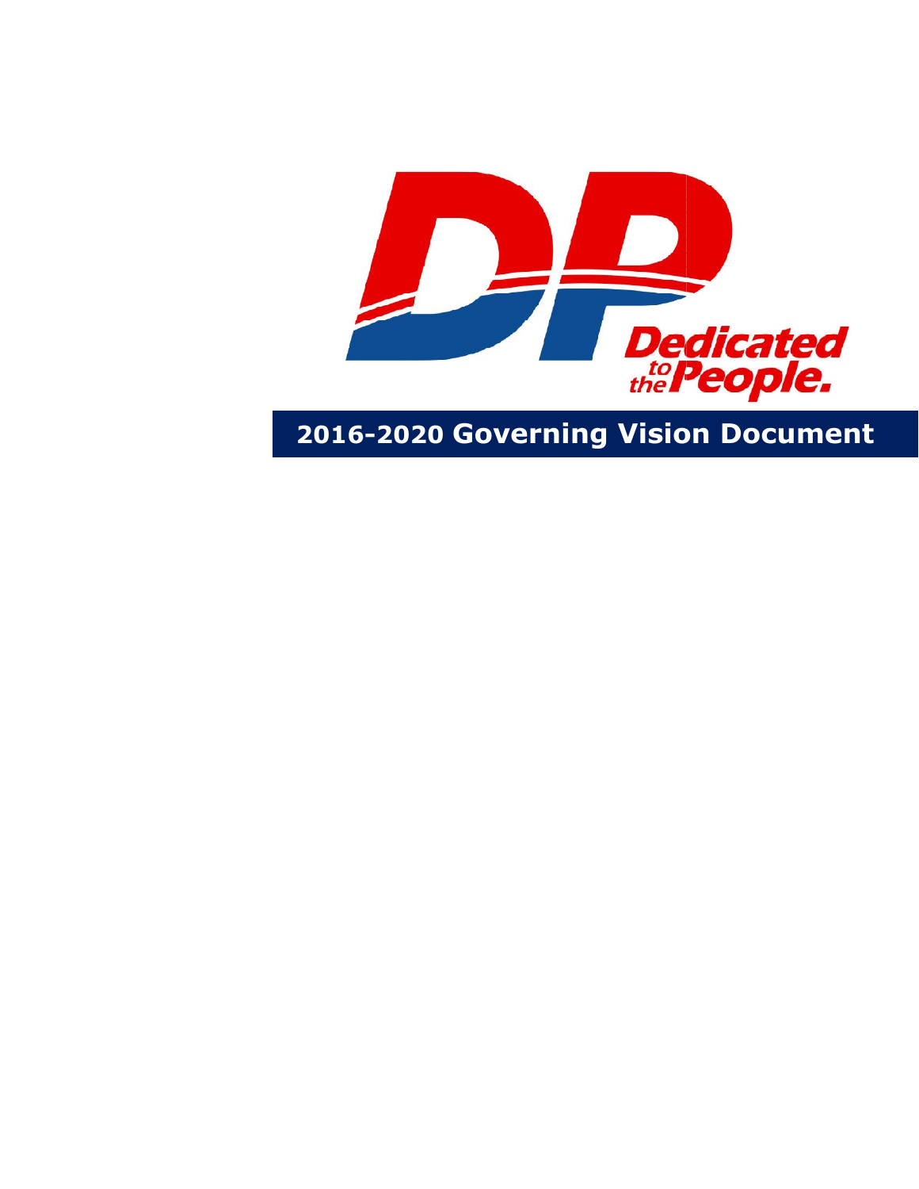Dedicated to the People.

# 2016-2020 Governing Vision Document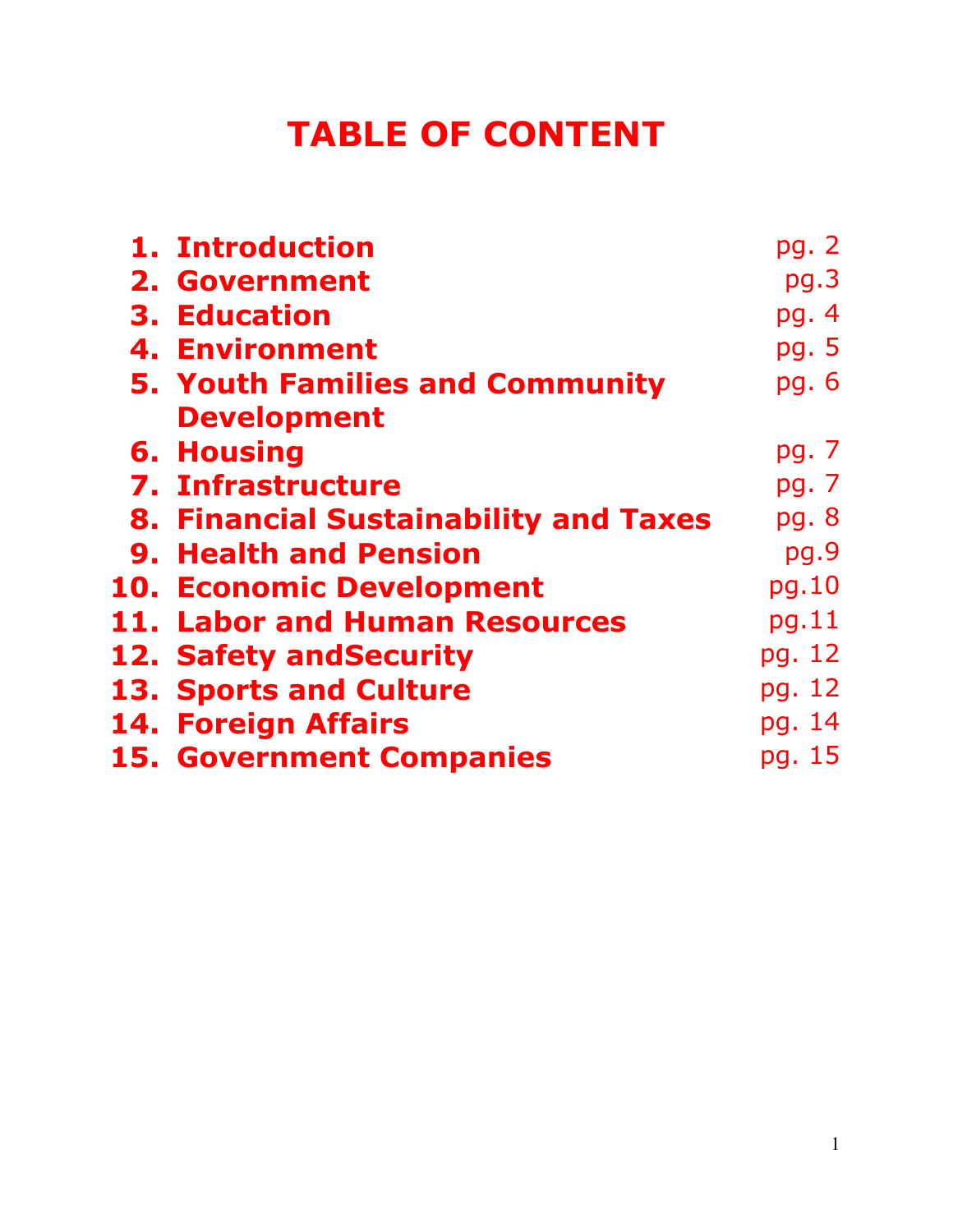# TABLE OF CONTENT

1. **Introduction** pg. 2
2. **Government** pg.3
3. **Education** pg. 4
4. **Environment** pg. 5
5. **Youth Families and Community Development** pg. 6
6. **Housing** pg. 7
7. **Infrastructure** pg. 7
8. **Financial Sustainability and Taxes** pg. 8
9. **Health and Pension** pg.9
10. **Economic Development** pg.10
11. **Labor and Human Resources** pg.11
12. **Safety andSecurity** pg. 12
13. **Sports and Culture** pg. 12
14. **Foreign Affairs** pg. 14
15. **Government Companies** pg. 15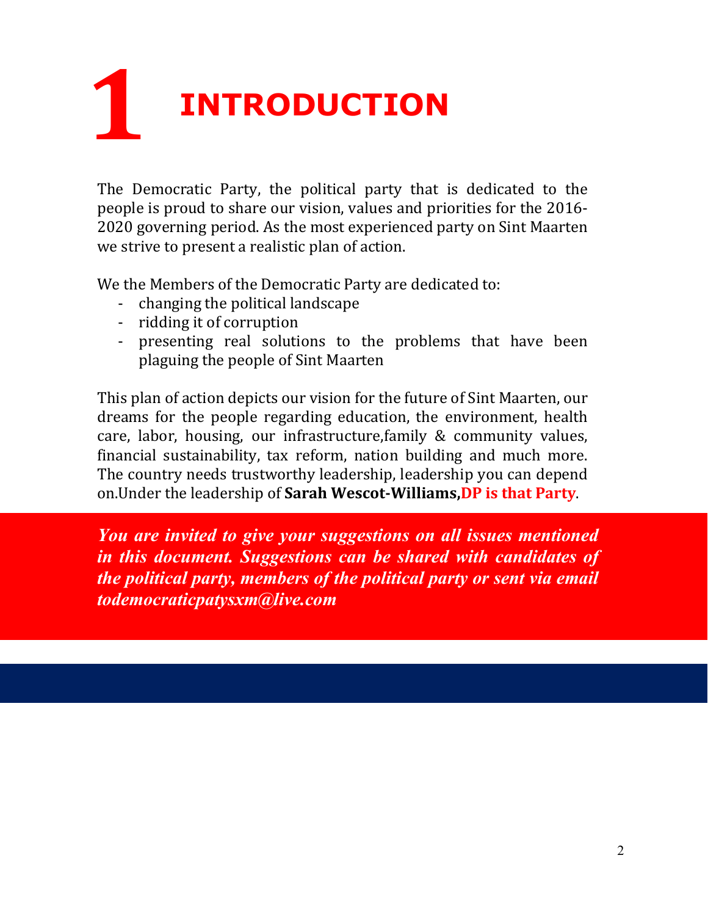# 1 INTRODUCTION

The Democratic Party, the political party that is dedicated to the people is proud to share our vision, values and priorities for the 2016-2020 governing period. As the most experienced party on Sint Maarten we strive to present a realistic plan of action.

We the Members of the Democratic Party are dedicated to:

- changing the political landscape
- ridding it of corruption
- presenting real solutions to the problems that have been plaguing the people of Sint Maarten

This plan of action depicts our vision for the future of Sint Maarten, our dreams for the people regarding education, the environment, health care, labor, housing, our infrastructure,family & community values, financial sustainability, tax reform, nation building and much more. The country needs trustworthy leadership, leadership you can depend on.Under the leadership of **Sarah Wescot-Williams,DP is that Party**.

***You are invited to give your suggestions on all issues mentioned in this document. Suggestions can be shared with candidates of the political party, members of the political party or sent via email todemocraticpatysxm@live.com***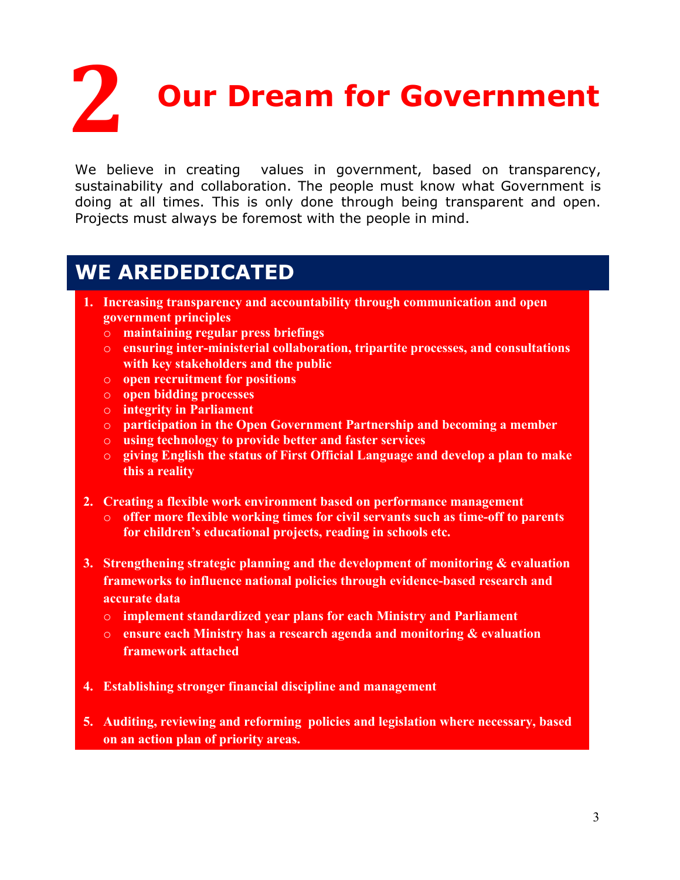# 2 Our Dream for Government

We believe in creating values in government, based on transparency, sustainability and collaboration. The people must know what Government is doing at all times. This is only done through being transparent and open. Projects must always be foremost with the people in mind.

## WE AREDEDICATED

1. **Increasing transparency and accountability through communication and open government principles**
   - **maintaining regular press briefings**
   - **ensuring inter-ministerial collaboration, tripartite processes, and consultations with key stakeholders and the public**
   - **open recruitment for positions**
   - **open bidding processes**
   - **integrity in Parliament**
   - **participation in the Open Government Partnership and becoming a member**
   - **using technology to provide better and faster services**
   - **giving English the status of First Official Language and develop a plan to make this a reality**

2. **Creating a flexible work environment based on performance management**
   - **offer more flexible working times for civil servants such as time-off to parents for children's educational projects, reading in schools etc.**

3. **Strengthening strategic planning and the development of monitoring & evaluation frameworks to influence national policies through evidence-based research and accurate data**
   - **implement standardized year plans for each Ministry and Parliament**
   - **ensure each Ministry has a research agenda and monitoring & evaluation framework attached**

4. **Establishing stronger financial discipline and management**

5. **Auditing, reviewing and reforming policies and legislation where necessary, based on an action plan of priority areas.**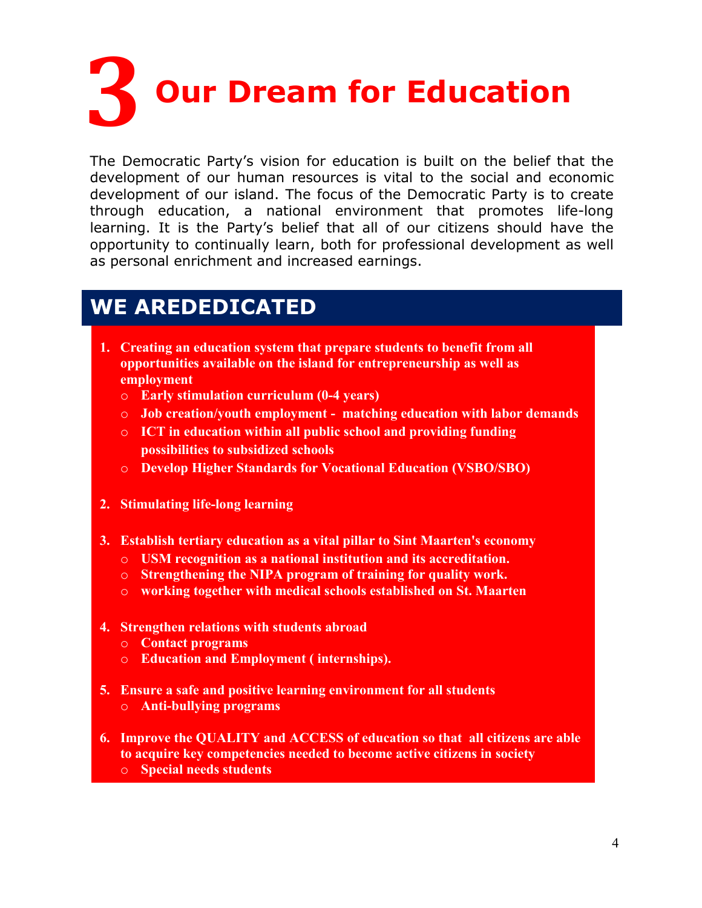# 3 Our Dream for Education

The Democratic Party's vision for education is built on the belief that the development of our human resources is vital to the social and economic development of our island. The focus of the Democratic Party is to create through education, a national environment that promotes life-long learning. It is the Party's belief that all of our citizens should have the opportunity to continually learn, both for professional development as well as personal enrichment and increased earnings.

## WE AREDEDICATED

1. **Creating an education system that prepare students to benefit from all opportunities available on the island for entrepreneurship as well as employment**
   - **Early stimulation curriculum (0-4 years)**
   - **Job creation/youth employment - matching education with labor demands**
   - **ICT in education within all public school and providing funding possibilities to subsidized schools**
   - **Develop Higher Standards for Vocational Education (VSBO/SBO)**

2. **Stimulating life-long learning**

3. **Establish tertiary education as a vital pillar to Sint Maarten's economy**
   - **USM recognition as a national institution and its accreditation.**
   - **Strengthening the NIPA program of training for quality work.**
   - **working together with medical schools established on St. Maarten**

4. **Strengthen relations with students abroad**
   - **Contact programs**
   - **Education and Employment ( internships).**

5. **Ensure a safe and positive learning environment for all students**
   - **Anti-bullying programs**

6. **Improve the QUALITY and ACCESS of education so that all citizens are able to acquire key competencies needed to become active citizens in society**
   - **Special needs students**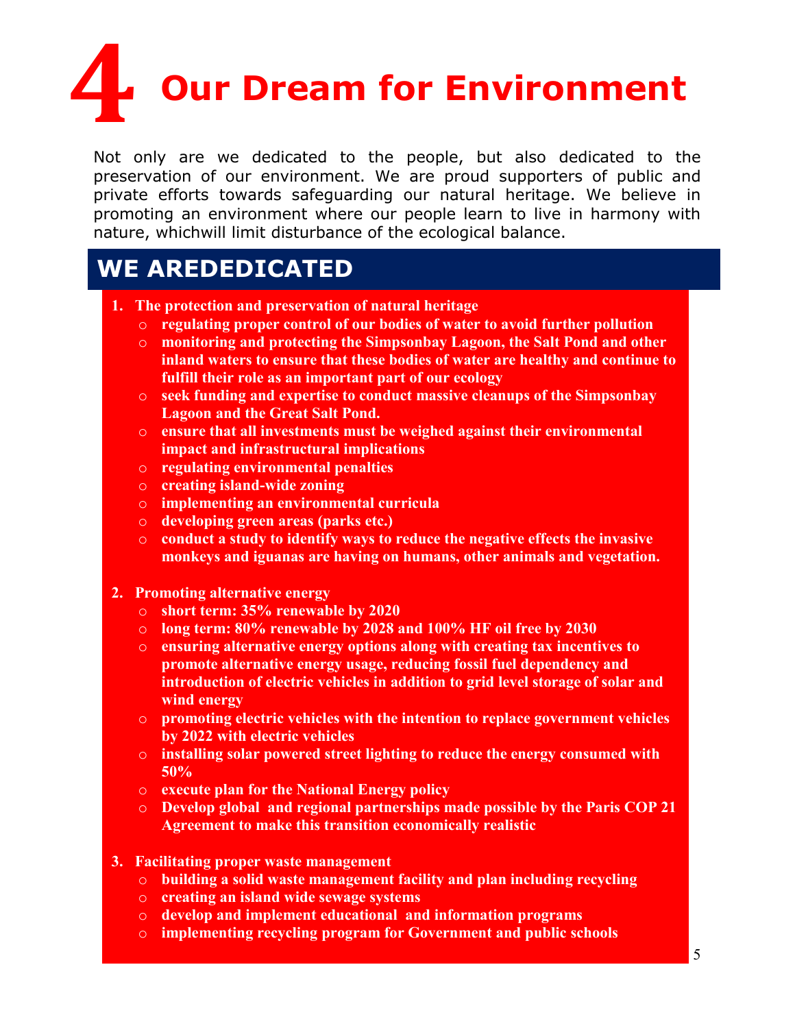# 4 Our Dream for Environment

Not only are we dedicated to the people, but also dedicated to the preservation of our environment. We are proud supporters of public and private efforts towards safeguarding our natural heritage. We believe in promoting an environment where our people learn to live in harmony with nature, whichwill limit disturbance of the ecological balance.

## WE AREDEDICATED

1. **The protection and preservation of natural heritage**
   - **regulating proper control of our bodies of water to avoid further pollution**
   - **monitoring and protecting the Simpsonbay Lagoon, the Salt Pond and other inland waters to ensure that these bodies of water are healthy and continue to fulfill their role as an important part of our ecology**
   - **seek funding and expertise to conduct massive cleanups of the Simpsonbay Lagoon and the Great Salt Pond.**
   - **ensure that all investments must be weighed against their environmental impact and infrastructural implications**
   - **regulating environmental penalties**
   - **creating island-wide zoning**
   - **implementing an environmental curricula**
   - **developing green areas (parks etc.)**
   - **conduct a study to identify ways to reduce the negative effects the invasive monkeys and iguanas are having on humans, other animals and vegetation.**

2. **Promoting alternative energy**
   - **short term: 35% renewable by 2020**
   - **long term: 80% renewable by 2028 and 100% HF oil free by 2030**
   - **ensuring alternative energy options along with creating tax incentives to promote alternative energy usage, reducing fossil fuel dependency and introduction of electric vehicles in addition to grid level storage of solar and wind energy**
   - **promoting electric vehicles with the intention to replace government vehicles by 2022 with electric vehicles**
   - **installing solar powered street lighting to reduce the energy consumed with 50%**
   - **execute plan for the National Energy policy**
   - **Develop global and regional partnerships made possible by the Paris COP 21 Agreement to make this transition economically realistic**

3. **Facilitating proper waste management**
   - **building a solid waste management facility and plan including recycling**
   - **creating an island wide sewage systems**
   - **develop and implement educational and information programs**
   - **implementing recycling program for Government and public schools**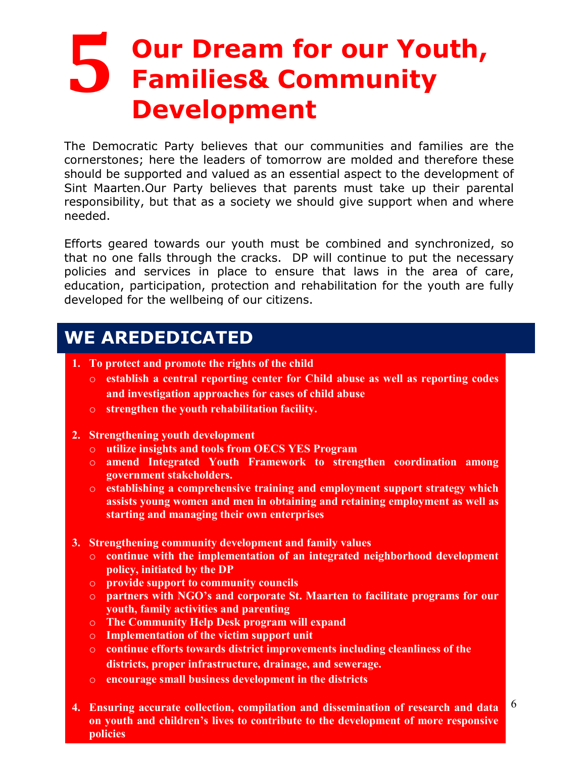# 5 Our Dream for our Youth, Families& Community Development

The Democratic Party believes that our communities and families are the cornerstones; here the leaders of tomorrow are molded and therefore these should be supported and valued as an essential aspect to the development of Sint Maarten.Our Party believes that parents must take up their parental responsibility, but that as a society we should give support when and where needed.

Efforts geared towards our youth must be combined and synchronized, so that no one falls through the cracks. DP will continue to put the necessary policies and services in place to ensure that laws in the area of care, education, participation, protection and rehabilitation for the youth are fully developed for the wellbeing of our citizens.

## WE AREDEDICATED

1. **To protect and promote the rights of the child**
   - **establish a central reporting center for Child abuse as well as reporting codes and investigation approaches for cases of child abuse**
   - **strengthen the youth rehabilitation facility.**

2. **Strengthening youth development**
   - **utilize insights and tools from OECS YES Program**
   - **amend Integrated Youth Framework to strengthen coordination among government stakeholders.**
   - **establishing a comprehensive training and employment support strategy which assists young women and men in obtaining and retaining employment as well as starting and managing their own enterprises**

3. **Strengthening community development and family values**
   - **continue with the implementation of an integrated neighborhood development policy, initiated by the DP**
   - **provide support to community councils**
   - **partners with NGO's and corporate St. Maarten to facilitate programs for our youth, family activities and parenting**
   - **The Community Help Desk program will expand**
   - **Implementation of the victim support unit**
   - **continue efforts towards district improvements including cleanliness of the districts, proper infrastructure, drainage, and sewerage.**
   - **encourage small business development in the districts**

4. **Ensuring accurate collection, compilation and dissemination of research and data on youth and children's lives to contribute to the development of more responsive policies**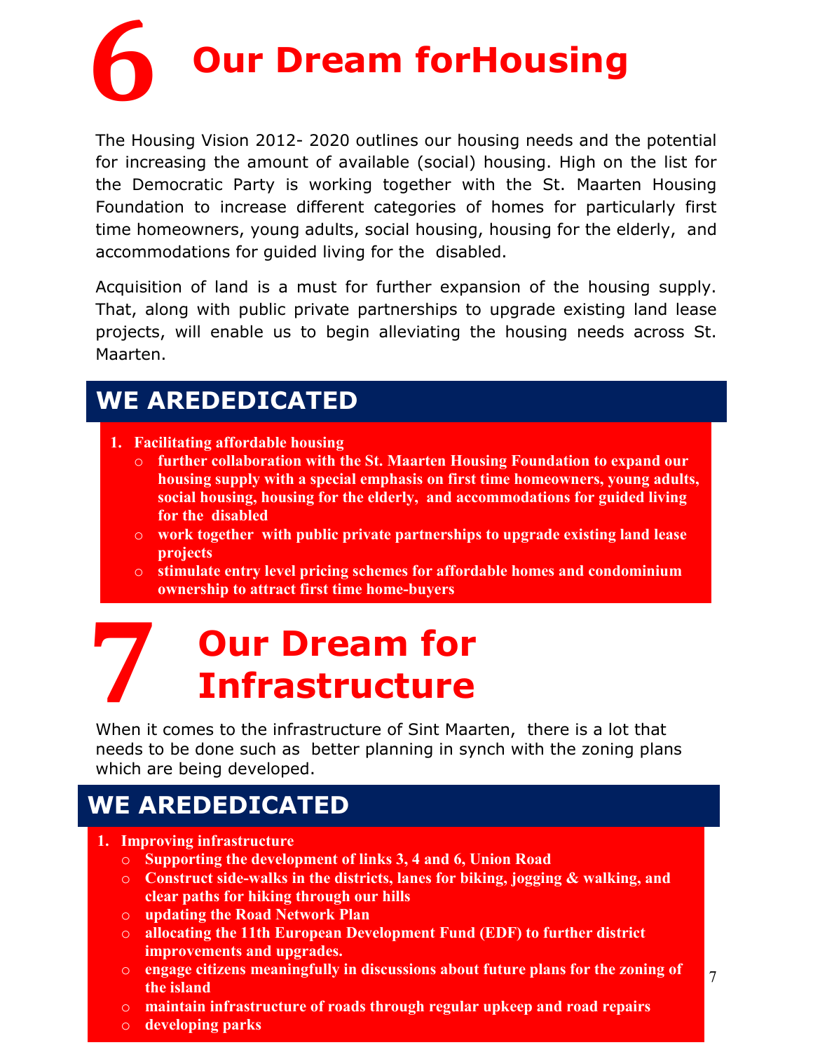# 6 Our Dream forHousing

The Housing Vision 2012- 2020 outlines our housing needs and the potential for increasing the amount of available (social) housing. High on the list for the Democratic Party is working together with the St. Maarten Housing Foundation to increase different categories of homes for particularly first time homeowners, young adults, social housing, housing for the elderly, and accommodations for guided living for the disabled.

Acquisition of land is a must for further expansion of the housing supply. That, along with public private partnerships to upgrade existing land lease projects, will enable us to begin alleviating the housing needs across St. Maarten.

## WE AREDEDICATED

1. **Facilitating affordable housing**
   - **further collaboration with the St. Maarten Housing Foundation to expand our housing supply with a special emphasis on first time homeowners, young adults, social housing, housing for the elderly, and accommodations for guided living for the disabled**
   - **work together with public private partnerships to upgrade existing land lease projects**
   - **stimulate entry level pricing schemes for affordable homes and condominium ownership to attract first time home-buyers**

# 7 Our Dream for Infrastructure

When it comes to the infrastructure of Sint Maarten, there is a lot that needs to be done such as better planning in synch with the zoning plans which are being developed.

## WE AREDEDICATED

1. **Improving infrastructure**
   - **Supporting the development of links 3, 4 and 6, Union Road**
   - **Construct side-walks in the districts, lanes for biking, jogging & walking, and clear paths for hiking through our hills**
   - **updating the Road Network Plan**
   - **allocating the 11th European Development Fund (EDF) to further district improvements and upgrades.**
   - **engage citizens meaningfully in discussions about future plans for the zoning of the island**
   - **maintain infrastructure of roads through regular upkeep and road repairs**
   - **developing parks**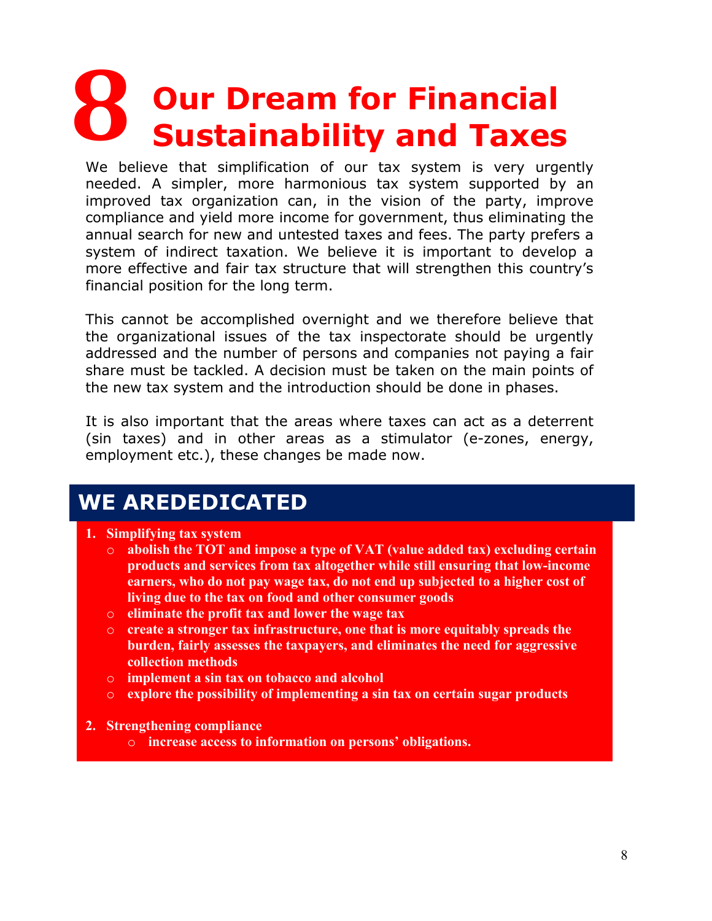# 8 Our Dream for Financial Sustainability and Taxes

We believe that simplification of our tax system is very urgently needed. A simpler, more harmonious tax system supported by an improved tax organization can, in the vision of the party, improve compliance and yield more income for government, thus eliminating the annual search for new and untested taxes and fees. The party prefers a system of indirect taxation. We believe it is important to develop a more effective and fair tax structure that will strengthen this country's financial position for the long term.

This cannot be accomplished overnight and we therefore believe that the organizational issues of the tax inspectorate should be urgently addressed and the number of persons and companies not paying a fair share must be tackled. A decision must be taken on the main points of the new tax system and the introduction should be done in phases.

It is also important that the areas where taxes can act as a deterrent (sin taxes) and in other areas as a stimulator (e-zones, energy, employment etc.), these changes be made now.

## WE AREDEDICATED

1. **Simplifying tax system**
   - **abolish the TOT and impose a type of VAT (value added tax) excluding certain products and services from tax altogether while still ensuring that low-income earners, who do not pay wage tax, do not end up subjected to a higher cost of living due to the tax on food and other consumer goods**
   - **eliminate the profit tax and lower the wage tax**
   - **create a stronger tax infrastructure, one that is more equitably spreads the burden, fairly assesses the taxpayers, and eliminates the need for aggressive collection methods**
   - **implement a sin tax on tobacco and alcohol**
   - **explore the possibility of implementing a sin tax on certain sugar products**

2. **Strengthening compliance**
   - **increase access to information on persons' obligations.**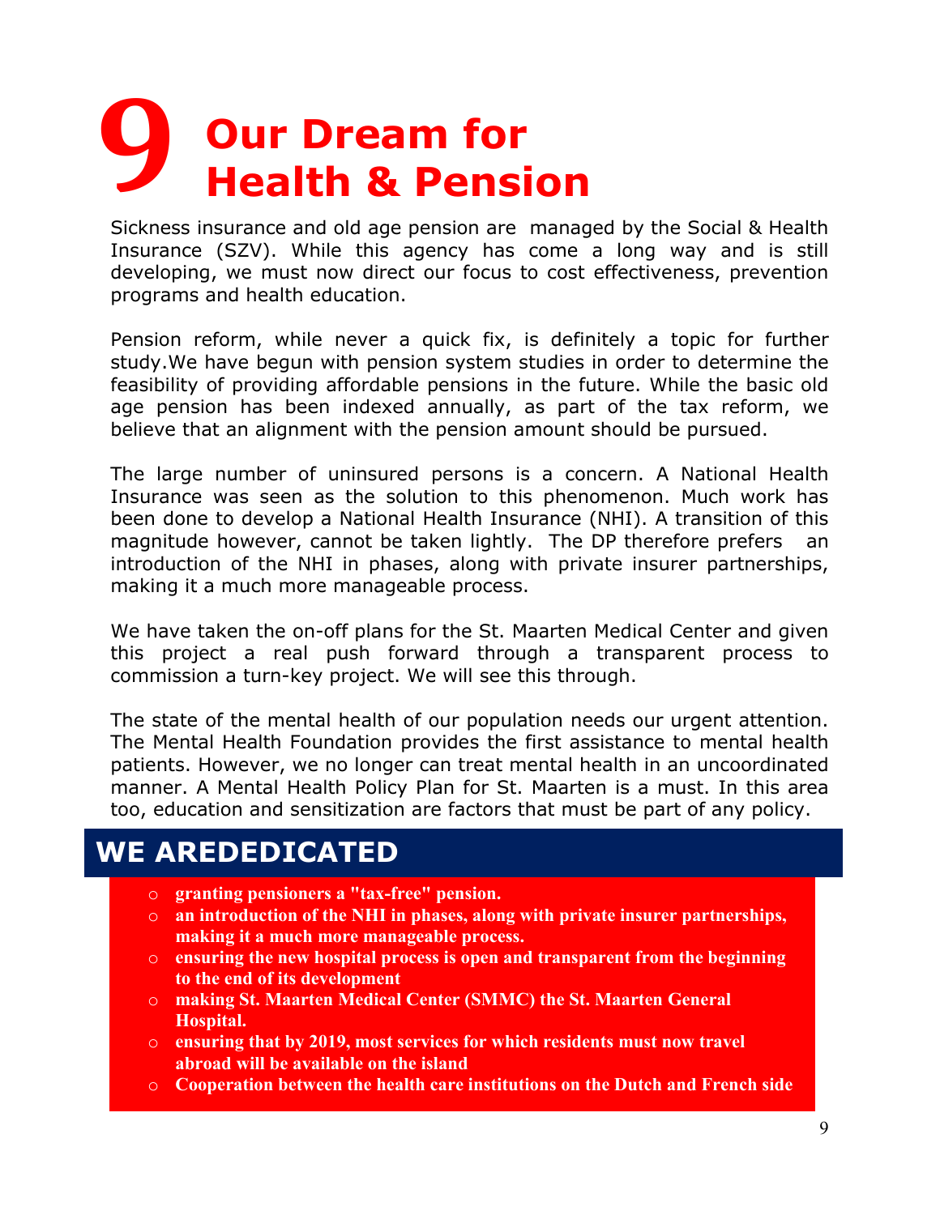# 9 Our Dream for Health & Pension

Sickness insurance and old age pension are managed by the Social & Health Insurance (SZV). While this agency has come a long way and is still developing, we must now direct our focus to cost effectiveness, prevention programs and health education.

Pension reform, while never a quick fix, is definitely a topic for further study.We have begun with pension system studies in order to determine the feasibility of providing affordable pensions in the future. While the basic old age pension has been indexed annually, as part of the tax reform, we believe that an alignment with the pension amount should be pursued.

The large number of uninsured persons is a concern. A National Health Insurance was seen as the solution to this phenomenon. Much work has been done to develop a National Health Insurance (NHI). A transition of this magnitude however, cannot be taken lightly. The DP therefore prefers an introduction of the NHI in phases, along with private insurer partnerships, making it a much more manageable process.

We have taken the on-off plans for the St. Maarten Medical Center and given this project a real push forward through a transparent process to commission a turn-key project. We will see this through.

The state of the mental health of our population needs our urgent attention. The Mental Health Foundation provides the first assistance to mental health patients. However, we no longer can treat mental health in an uncoordinated manner. A Mental Health Policy Plan for St. Maarten is a must. In this area too, education and sensitization are factors that must be part of any policy.

## WE AREDEDICATED

- **granting pensioners a "tax-free" pension.**
- **an introduction of the NHI in phases, along with private insurer partnerships, making it a much more manageable process.**
- **ensuring the new hospital process is open and transparent from the beginning to the end of its development**
- **making St. Maarten Medical Center (SMMC) the St. Maarten General Hospital.**
- **ensuring that by 2019, most services for which residents must now travel abroad will be available on the island**
- **Cooperation between the health care institutions on the Dutch and French side**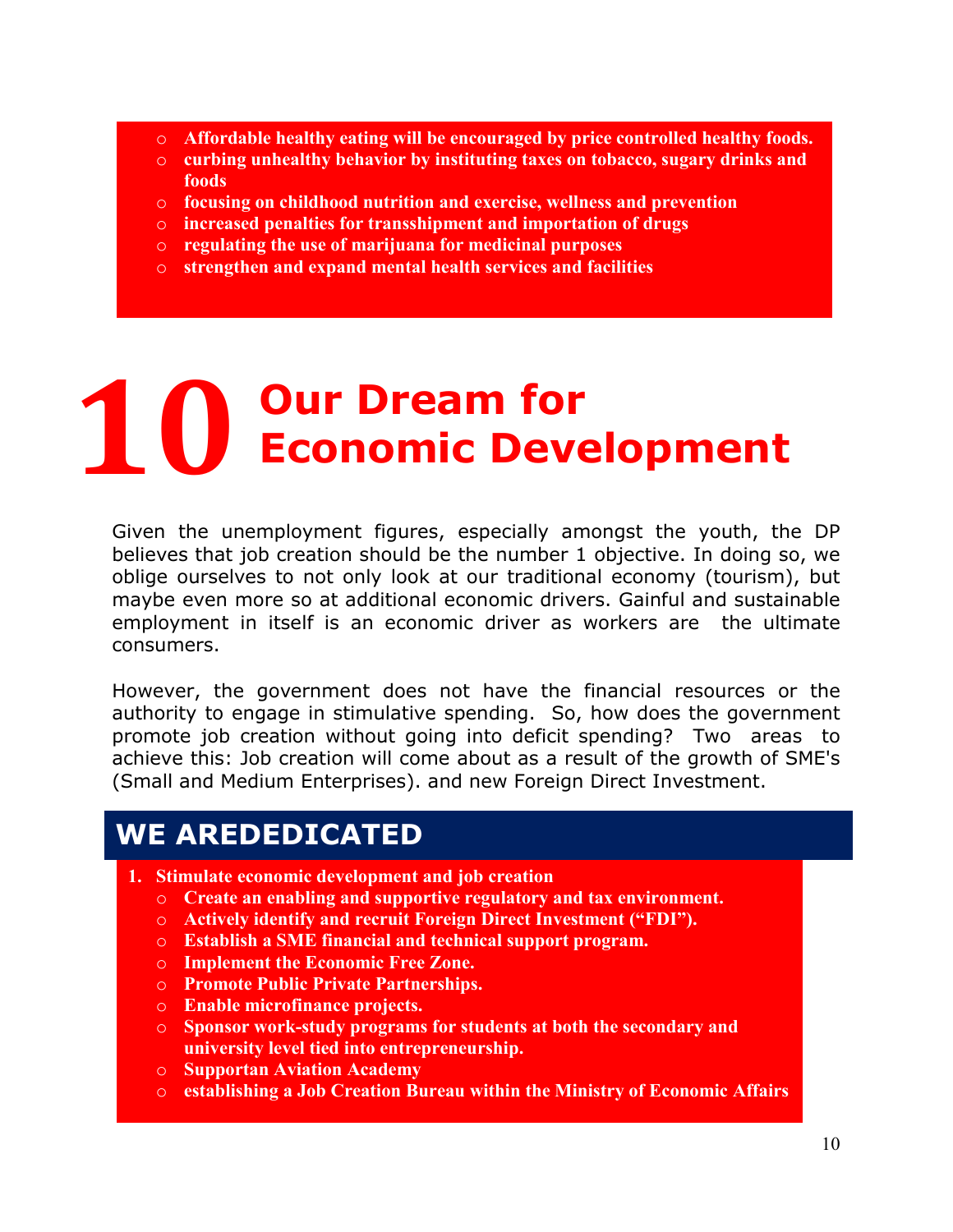- **Affordable healthy eating will be encouraged by price controlled healthy foods.**
- **curbing unhealthy behavior by instituting taxes on tobacco, sugary drinks and foods**
- **focusing on childhood nutrition and exercise, wellness and prevention**
- **increased penalties for transshipment and importation of drugs**
- **regulating the use of marijuana for medicinal purposes**
- **strengthen and expand mental health services and facilities**

# 10 Our Dream for Economic Development

Given the unemployment figures, especially amongst the youth, the DP believes that job creation should be the number 1 objective. In doing so, we oblige ourselves to not only look at our traditional economy (tourism), but maybe even more so at additional economic drivers. Gainful and sustainable employment in itself is an economic driver as workers are the ultimate consumers.

However, the government does not have the financial resources or the authority to engage in stimulative spending. So, how does the government promote job creation without going into deficit spending? Two areas to achieve this: Job creation will come about as a result of the growth of SME's (Small and Medium Enterprises). and new Foreign Direct Investment.

## WE AREDEDICATED

1. **Stimulate economic development and job creation**
   - **Create an enabling and supportive regulatory and tax environment.**
   - **Actively identify and recruit Foreign Direct Investment ("FDI").**
   - **Establish a SME financial and technical support program.**
   - **Implement the Economic Free Zone.**
   - **Promote Public Private Partnerships.**
   - **Enable microfinance projects.**
   - **Sponsor work-study programs for students at both the secondary and university level tied into entrepreneurship.**
   - **Supportan Aviation Academy**
   - **establishing a Job Creation Bureau within the Ministry of Economic Affairs**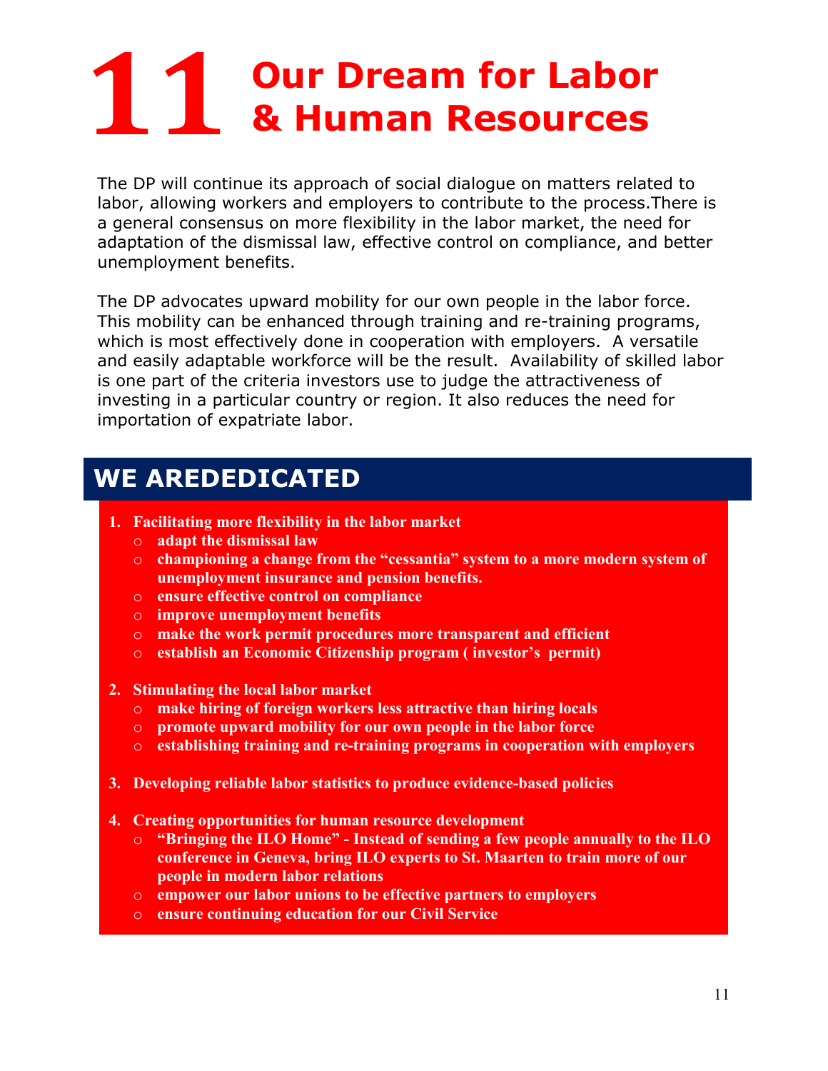# 11 Our Dream for Labor & Human Resources

The DP will continue its approach of social dialogue on matters related to labor, allowing workers and employers to contribute to the process.There is a general consensus on more flexibility in the labor market, the need for adaptation of the dismissal law, effective control on compliance, and better unemployment benefits.

The DP advocates upward mobility for our own people in the labor force. This mobility can be enhanced through training and re-training programs, which is most effectively done in cooperation with employers. A versatile and easily adaptable workforce will be the result. Availability of skilled labor is one part of the criteria investors use to judge the attractiveness of investing in a particular country or region. It also reduces the need for importation of expatriate labor.

## WE AREDEDICATED

1. **Facilitating more flexibility in the labor market**
   - **adapt the dismissal law**
   - **championing a change from the "cessantia" system to a more modern system of unemployment insurance and pension benefits.**
   - **ensure effective control on compliance**
   - **improve unemployment benefits**
   - **make the work permit procedures more transparent and efficient**
   - **establish an Economic Citizenship program ( investor's permit)**

2. **Stimulating the local labor market**
   - **make hiring of foreign workers less attractive than hiring locals**
   - **promote upward mobility for our own people in the labor force**
   - **establishing training and re-training programs in cooperation with employers**

3. **Developing reliable labor statistics to produce evidence-based policies**

4. **Creating opportunities for human resource development**
   - **"Bringing the ILO Home" - Instead of sending a few people annually to the ILO conference in Geneva, bring ILO experts to St. Maarten to train more of our people in modern labor relations**
   - **empower our labor unions to be effective partners to employers**
   - **ensure continuing education for our Civil Service**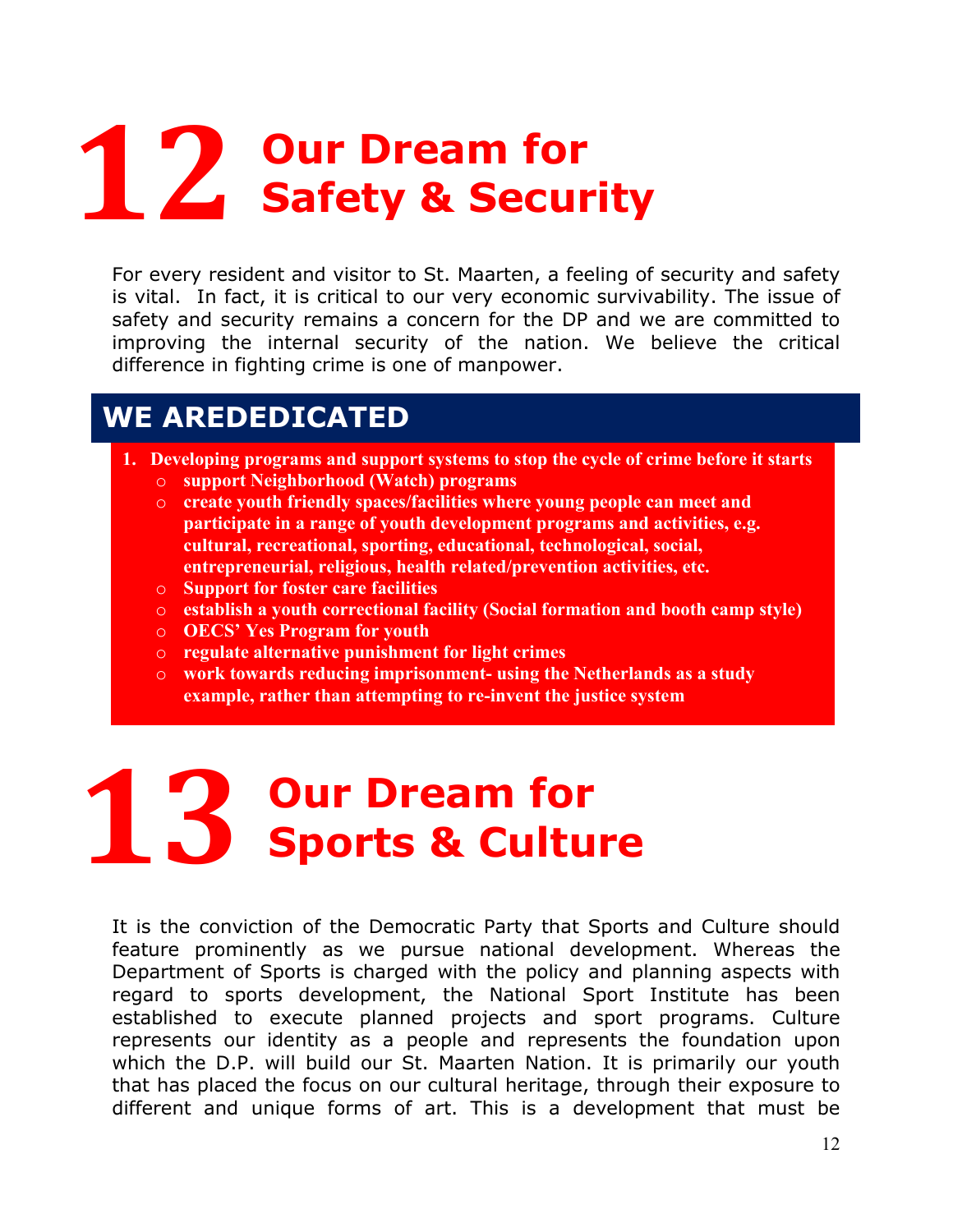# 12 Our Dream for Safety & Security

For every resident and visitor to St. Maarten, a feeling of security and safety is vital. In fact, it is critical to our very economic survivability. The issue of safety and security remains a concern for the DP and we are committed to improving the internal security of the nation. We believe the critical difference in fighting crime is one of manpower.

## WE AREDEDICATED

1. **Developing programs and support systems to stop the cycle of crime before it starts**
   - **support Neighborhood (Watch) programs**
   - **create youth friendly spaces/facilities where young people can meet and participate in a range of youth development programs and activities, e.g. cultural, recreational, sporting, educational, technological, social, entrepreneurial, religious, health related/prevention activities, etc.**
   - **Support for foster care facilities**
   - **establish a youth correctional facility (Social formation and booth camp style)**
   - **OECS' Yes Program for youth**
   - **regulate alternative punishment for light crimes**
   - **work towards reducing imprisonment- using the Netherlands as a study example, rather than attempting to re-invent the justice system**

# 13 Our Dream for Sports & Culture

It is the conviction of the Democratic Party that Sports and Culture should feature prominently as we pursue national development. Whereas the Department of Sports is charged with the policy and planning aspects with regard to sports development, the National Sport Institute has been established to execute planned projects and sport programs. Culture represents our identity as a people and represents the foundation upon which the D.P. will build our St. Maarten Nation. It is primarily our youth that has placed the focus on our cultural heritage, through their exposure to different and unique forms of art. This is a development that must be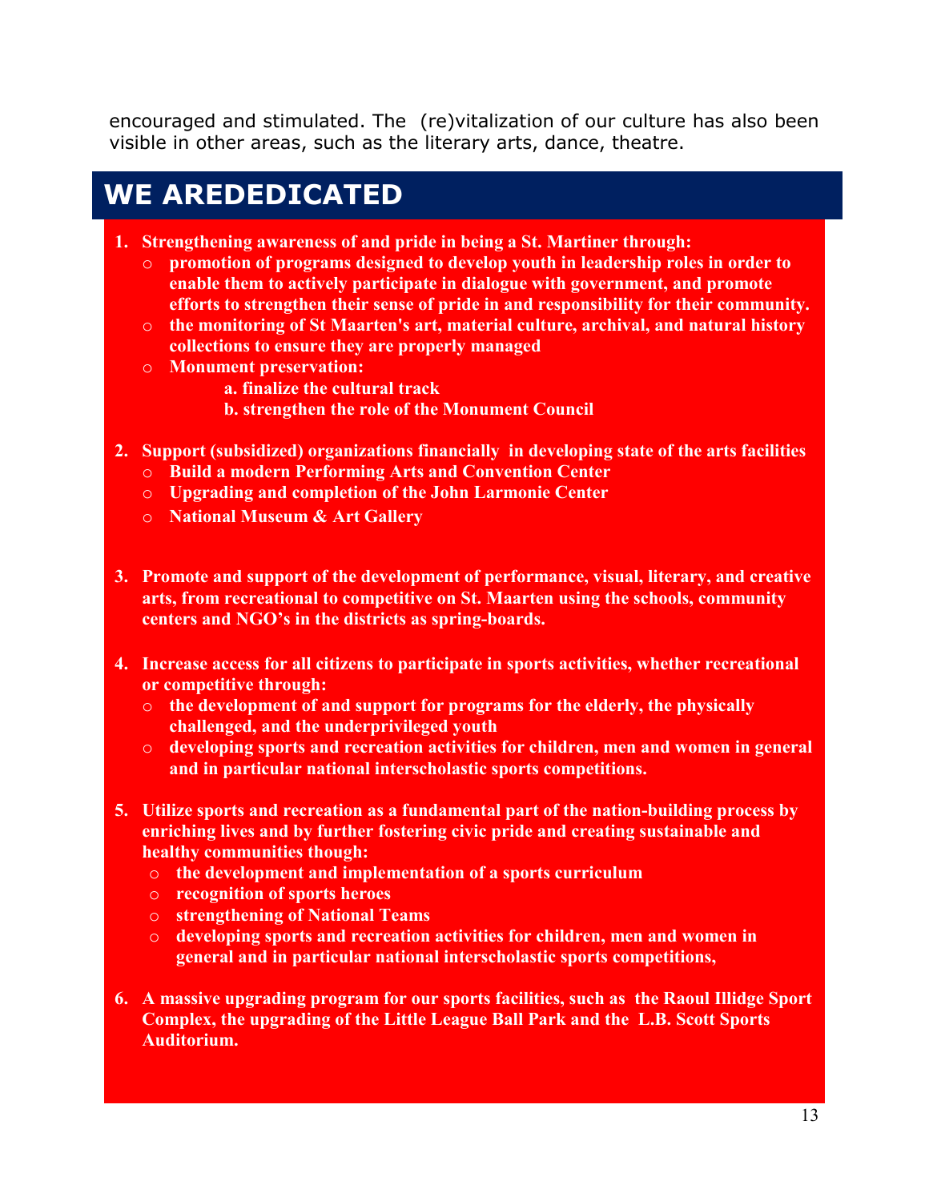encouraged and stimulated. The (re)vitalization of our culture has also been visible in other areas, such as the literary arts, dance, theatre.

## WE AREDEDICATED

1. **Strengthening awareness of and pride in being a St. Martiner through:**
   - **promotion of programs designed to develop youth in leadership roles in order to enable them to actively participate in dialogue with government, and promote efforts to strengthen their sense of pride in and responsibility for their community.**
   - **the monitoring of St Maarten's art, material culture, archival, and natural history collections to ensure they are properly managed**
   - **Monument preservation:**
     - **a. finalize the cultural track**
     - **b. strengthen the role of the Monument Council**

2. **Support (subsidized) organizations financially in developing state of the arts facilities**
   - **Build a modern Performing Arts and Convention Center**
   - **Upgrading and completion of the John Larmonie Center**
   - **National Museum & Art Gallery**

3. **Promote and support of the development of performance, visual, literary, and creative arts, from recreational to competitive on St. Maarten using the schools, community centers and NGO's in the districts as spring-boards.**

4. **Increase access for all citizens to participate in sports activities, whether recreational or competitive through:**
   - **the development of and support for programs for the elderly, the physically challenged, and the underprivileged youth**
   - **developing sports and recreation activities for children, men and women in general and in particular national interscholastic sports competitions.**

5. **Utilize sports and recreation as a fundamental part of the nation-building process by enriching lives and by further fostering civic pride and creating sustainable and healthy communities though:**
   - **the development and implementation of a sports curriculum**
   - **recognition of sports heroes**
   - **strengthening of National Teams**
   - **developing sports and recreation activities for children, men and women in general and in particular national interscholastic sports competitions,**

6. **A massive upgrading program for our sports facilities, such as the Raoul Illidge Sport Complex, the upgrading of the Little League Ball Park and the L.B. Scott Sports Auditorium.**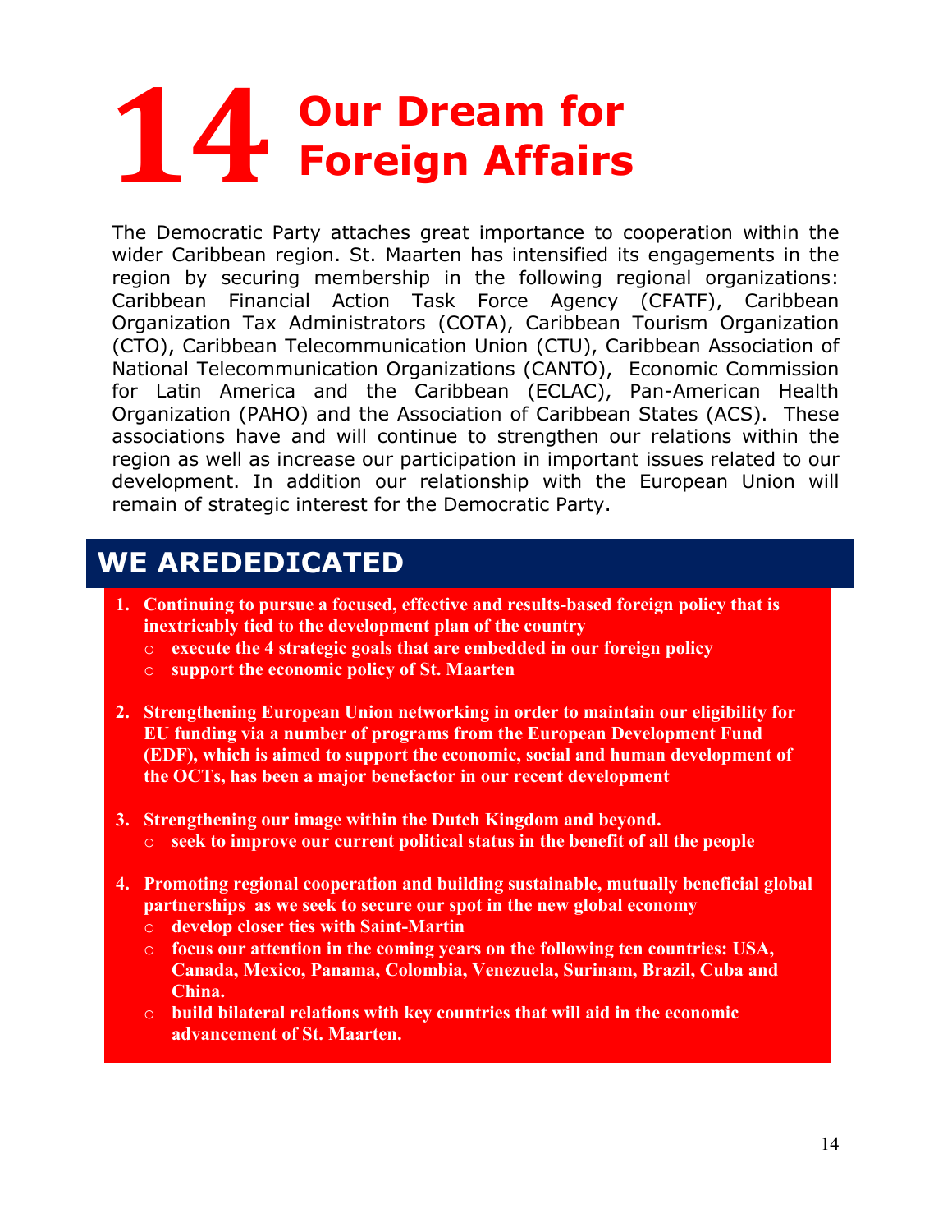# 14 Our Dream for Foreign Affairs

The Democratic Party attaches great importance to cooperation within the wider Caribbean region. St. Maarten has intensified its engagements in the region by securing membership in the following regional organizations: Caribbean Financial Action Task Force Agency (CFATF), Caribbean Organization Tax Administrators (COTA), Caribbean Tourism Organization (CTO), Caribbean Telecommunication Union (CTU), Caribbean Association of National Telecommunication Organizations (CANTO), Economic Commission for Latin America and the Caribbean (ECLAC), Pan-American Health Organization (PAHO) and the Association of Caribbean States (ACS). These associations have and will continue to strengthen our relations within the region as well as increase our participation in important issues related to our development. In addition our relationship with the European Union will remain of strategic interest for the Democratic Party.

## WE AREDEDICATED

1. **Continuing to pursue a focused, effective and results-based foreign policy that is inextricably tied to the development plan of the country**
   - **execute the 4 strategic goals that are embedded in our foreign policy**
   - **support the economic policy of St. Maarten**

2. **Strengthening European Union networking in order to maintain our eligibility for EU funding via a number of programs from the European Development Fund (EDF), which is aimed to support the economic, social and human development of the OCTs, has been a major benefactor in our recent development**

3. **Strengthening our image within the Dutch Kingdom and beyond.**
   - **seek to improve our current political status in the benefit of all the people**

4. **Promoting regional cooperation and building sustainable, mutually beneficial global partnerships as we seek to secure our spot in the new global economy**
   - **develop closer ties with Saint-Martin**
   - **focus our attention in the coming years on the following ten countries: USA, Canada, Mexico, Panama, Colombia, Venezuela, Surinam, Brazil, Cuba and China.**
   - **build bilateral relations with key countries that will aid in the economic advancement of St. Maarten.**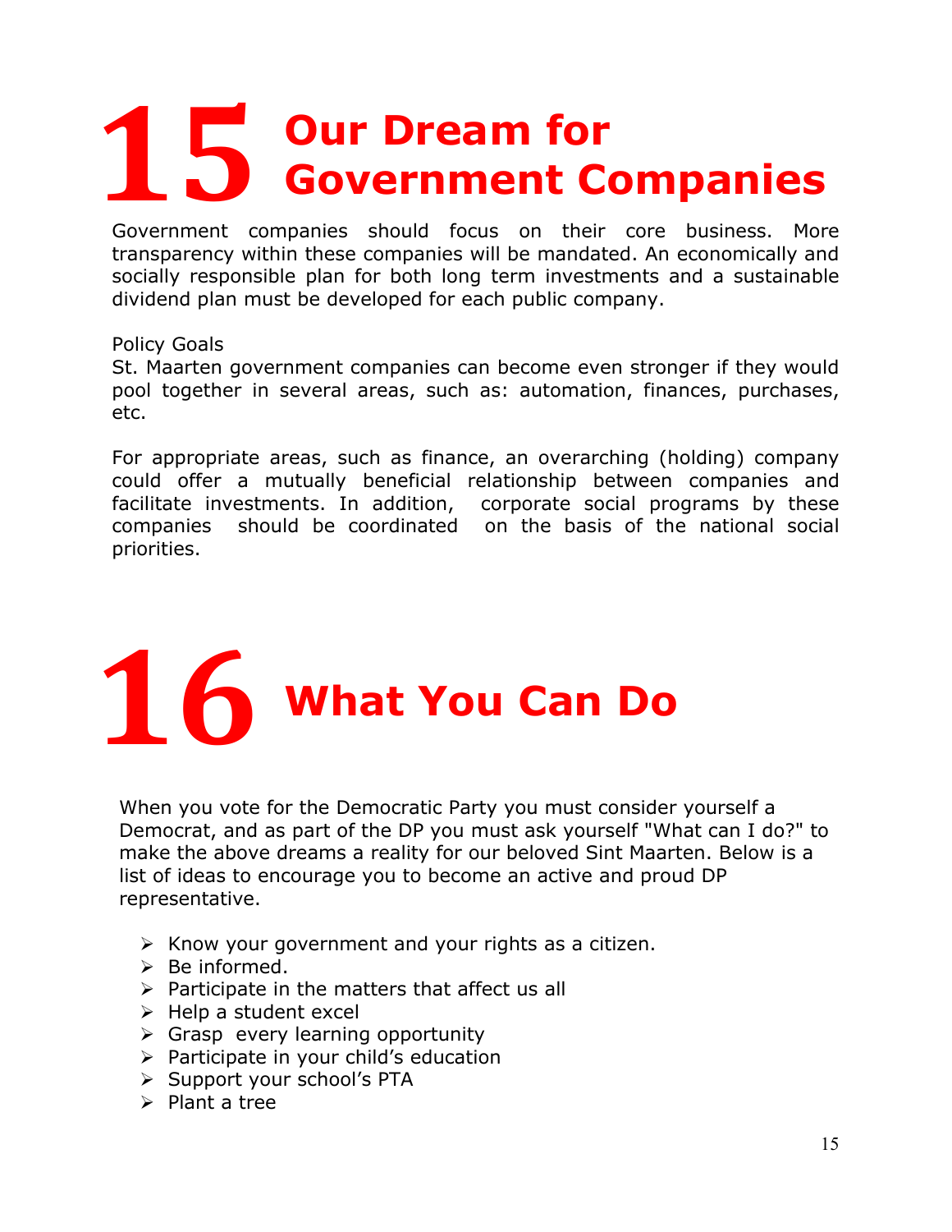# 15 Our Dream for Government Companies

Government companies should focus on their core business. More transparency within these companies will be mandated. An economically and socially responsible plan for both long term investments and a sustainable dividend plan must be developed for each public company.

Policy Goals

St. Maarten government companies can become even stronger if they would pool together in several areas, such as: automation, finances, purchases, etc.

For appropriate areas, such as finance, an overarching (holding) company could offer a mutually beneficial relationship between companies and facilitate investments. In addition, corporate social programs by these companies should be coordinated on the basis of the national social priorities.

# 16 What You Can Do

When you vote for the Democratic Party you must consider yourself a Democrat, and as part of the DP you must ask yourself "What can I do?" to make the above dreams a reality for our beloved Sint Maarten. Below is a list of ideas to encourage you to become an active and proud DP representative.

- Know your government and your rights as a citizen.
- Be informed.
- Participate in the matters that affect us all
- Help a student excel
- Grasp every learning opportunity
- Participate in your child's education
- Support your school's PTA
- Plant a tree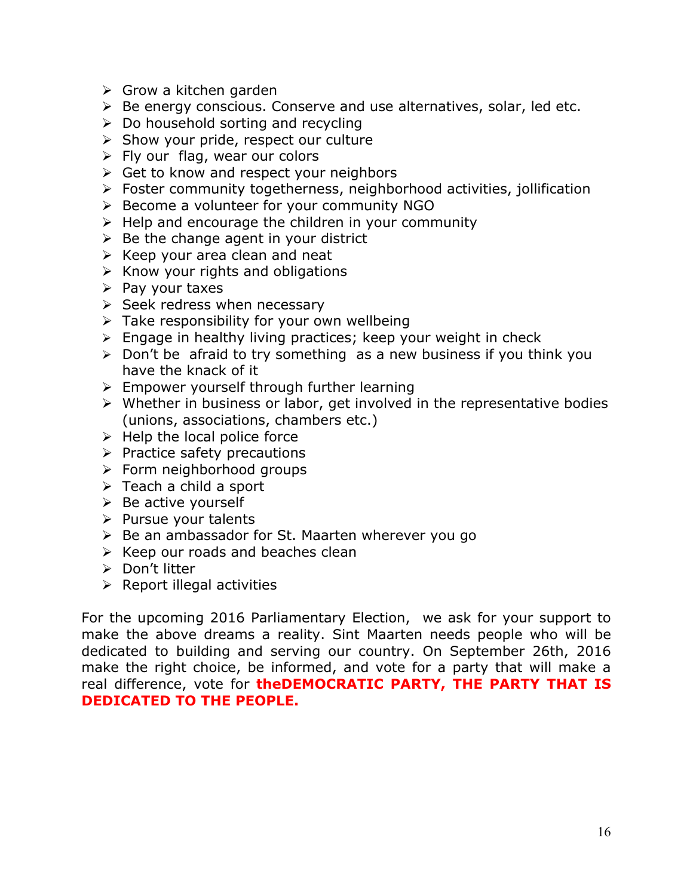- Grow a kitchen garden
- Be energy conscious. Conserve and use alternatives, solar, led etc.
- Do household sorting and recycling
- Show your pride, respect our culture
- Fly our flag, wear our colors
- Get to know and respect your neighbors
- Foster community togetherness, neighborhood activities, jollification
- Become a volunteer for your community NGO
- Help and encourage the children in your community
- Be the change agent in your district
- Keep your area clean and neat
- Know your rights and obligations
- Pay your taxes
- Seek redress when necessary
- Take responsibility for your own wellbeing
- Engage in healthy living practices; keep your weight in check
- Don't be afraid to try something as a new business if you think you have the knack of it
- Empower yourself through further learning
- Whether in business or labor, get involved in the representative bodies (unions, associations, chambers etc.)
- Help the local police force
- Practice safety precautions
- Form neighborhood groups
- Teach a child a sport
- Be active yourself
- Pursue your talents
- Be an ambassador for St. Maarten wherever you go
- Keep our roads and beaches clean
- Don't litter
- Report illegal activities

For the upcoming 2016 Parliamentary Election, we ask for your support to make the above dreams a reality. Sint Maarten needs people who will be dedicated to building and serving our country. On September 26th, 2016 make the right choice, be informed, and vote for a party that will make a real difference, vote for **theDEMOCRATIC PARTY, THE PARTY THAT IS DEDICATED TO THE PEOPLE.**